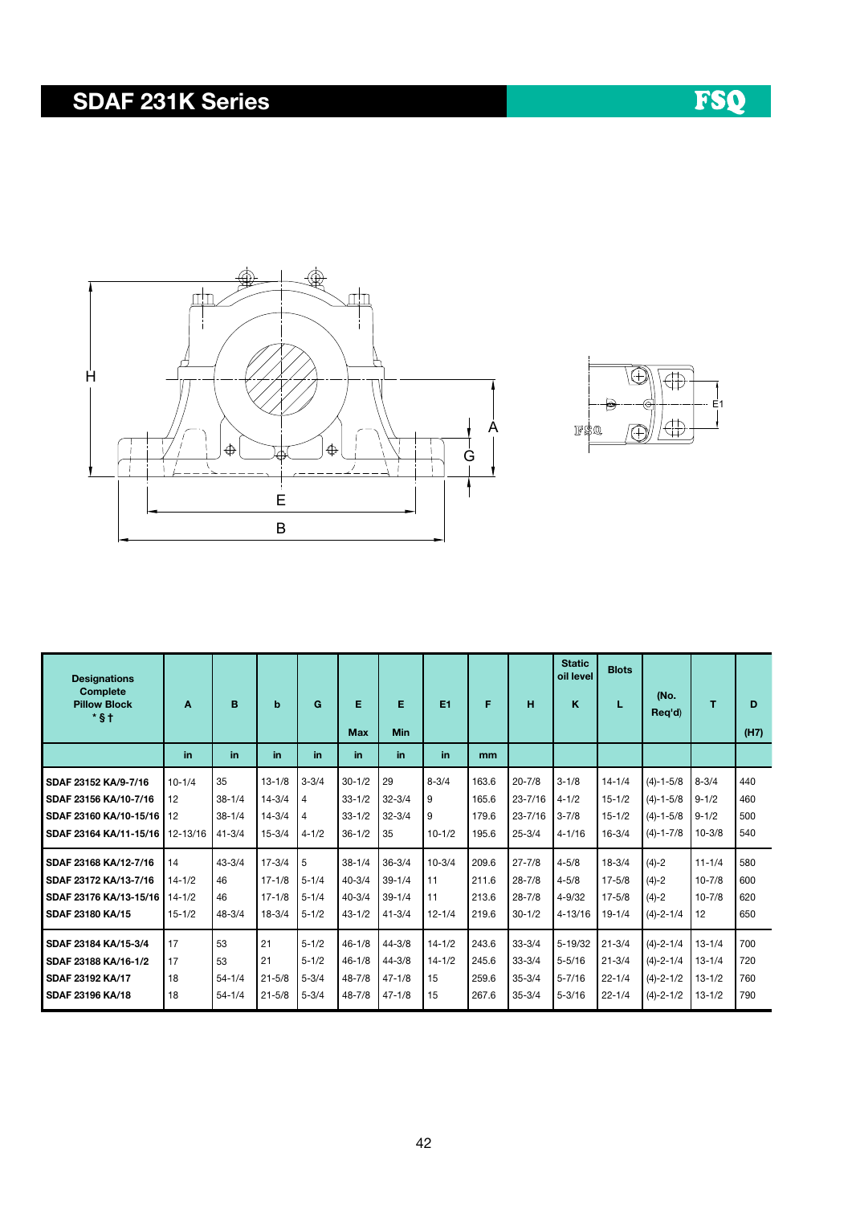# SDAF 231K Series

| Designations Complete Pillow Block * § † | A | B | b | G | E Max | E Min | E1 | F | H | Static oil level K | Blots L | (No. Req'd) | T | D (H7) |
|---|---|---|---|---|---|---|---|---|---|---|---|---|---|---|
| | in | in | in | in | in | in | in | mm | | | | | | |
| SDAF 23152 KA/9-7/16 | 10-1/4 | 35 | 13-1/8 | 3-3/4 | 30-1/2 | 29 | 8-3/4 | 163.6 | 20-7/8 | 3-1/8 | 14-1/4 | (4)-1-5/8 | 8-3/4 | 440 |
| SDAF 23156 KA/10-7/16 | 12 | 38-1/4 | 14-3/4 | 4 | 33-1/2 | 32-3/4 | 9 | 165.6 | 23-7/16 | 4-1/2 | 15-1/2 | (4)-1-5/8 | 9-1/2 | 460 |
| SDAF 23160 KA/10-15/16 | 12 | 38-1/4 | 14-3/4 | 4 | 33-1/2 | 32-3/4 | 9 | 179.6 | 23-7/16 | 3-7/8 | 15-1/2 | (4)-1-5/8 | 9-1/2 | 500 |
| SDAF 23164 KA/11-15/16 | 12-13/16 | 41-3/4 | 15-3/4 | 4-1/2 | 36-1/2 | 35 | 10-1/2 | 195.6 | 25-3/4 | 4-1/16 | 16-3/4 | (4)-1-7/8 | 10-3/8 | 540 |
| SDAF 23168 KA/12-7/16 | 14 | 43-3/4 | 17-3/4 | 5 | 38-1/4 | 36-3/4 | 10-3/4 | 209.6 | 27-7/8 | 4-5/8 | 18-3/4 | (4)-2 | 11-1/4 | 580 |
| SDAF 23172 KA/13-7/16 | 14-1/2 | 46 | 17-1/8 | 5-1/4 | 40-3/4 | 39-1/4 | 11 | 211.6 | 28-7/8 | 4-5/8 | 17-5/8 | (4)-2 | 10-7/8 | 600 |
| SDAF 23176 KA/13-15/16 | 14-1/2 | 46 | 17-1/8 | 5-1/4 | 40-3/4 | 39-1/4 | 11 | 213.6 | 28-7/8 | 4-9/32 | 17-5/8 | (4)-2 | 10-7/8 | 620 |
| SDAF 23180 KA/15 | 15-1/2 | 48-3/4 | 18-3/4 | 5-1/2 | 43-1/2 | 41-3/4 | 12-1/4 | 219.6 | 30-1/2 | 4-13/16 | 19-1/4 | (4)-2-1/4 | 12 | 650 |
| SDAF 23184 KA/15-3/4 | 17 | 53 | 21 | 5-1/2 | 46-1/8 | 44-3/8 | 14-1/2 | 243.6 | 33-3/4 | 5-19/32 | 21-3/4 | (4)-2-1/4 | 13-1/4 | 700 |
| SDAF 23188 KA/16-1/2 | 17 | 53 | 21 | 5-1/2 | 46-1/8 | 44-3/8 | 14-1/2 | 245.6 | 33-3/4 | 5-5/16 | 21-3/4 | (4)-2-1/4 | 13-1/4 | 720 |
| SDAF 23192 KA/17 | 18 | 54-1/4 | 21-5/8 | 5-3/4 | 48-7/8 | 47-1/8 | 15 | 259.6 | 35-3/4 | 5-7/16 | 22-1/4 | (4)-2-1/2 | 13-1/2 | 760 |
| SDAF 23196 KA/18 | 18 | 54-1/4 | 21-5/8 | 5-3/4 | 48-7/8 | 47-1/8 | 15 | 267.6 | 35-3/4 | 5-3/16 | 22-1/4 | (4)-2-1/2 | 13-1/2 | 790 |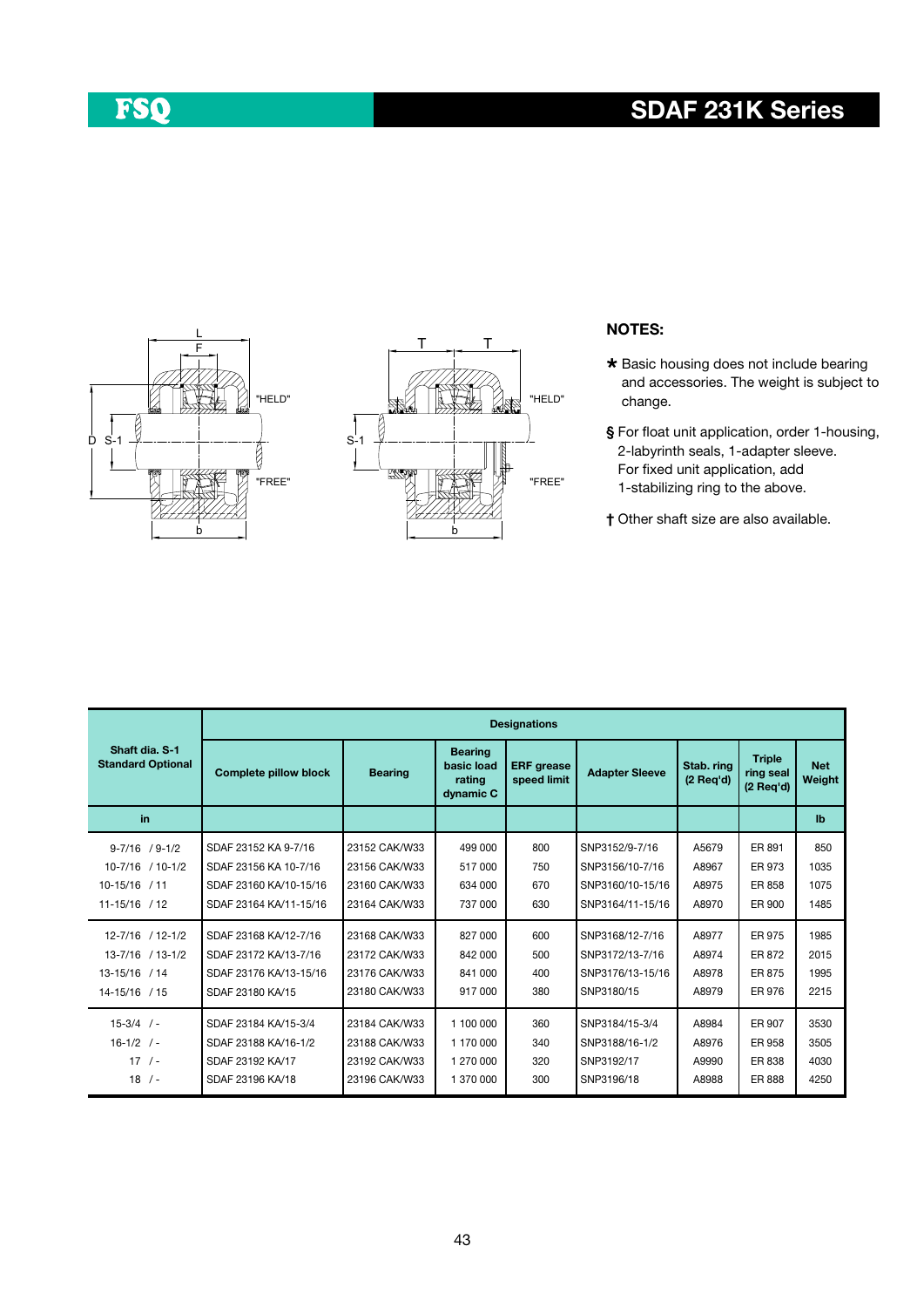# SDAF 231K Series

L
F
"HELD"
D S-1
"FREE"
b

T T
"HELD"
S-1
"FREE"
b

**NOTES:**

**\*** Basic housing does not include bearing and accessories. The weight is subject to change.

**§** For float unit application, order 1-housing, 2-labyrinth seals, 1-adapter sleeve. For fixed unit application, add 1-stabilizing ring to the above.

**†** Other shaft size are also available.

| Shaft dia. S-1 Standard Optional | Designations | | | | | | | |
|---|---|---|---|---|---|---|---|---|
| | Complete pillow block | Bearing | Bearing basic load rating dynamic C | ERF grease speed limit | Adapter Sleeve | Stab. ring (2 Req'd) | Triple ring seal (2 Req'd) | Net Weight |
| in | | | | | | | | lb |
| 9-7/16 / 9-1/2 | SDAF 23152 KA 9-7/16 | 23152 CAK/W33 | 499 000 | 800 | SNP3152/9-7/16 | A5679 | ER 891 | 850 |
| 10-7/16 / 10-1/2 | SDAF 23156 KA 10-7/16 | 23156 CAK/W33 | 517 000 | 750 | SNP3156/10-7/16 | A8967 | ER 973 | 1035 |
| 10-15/16 / 11 | SDAF 23160 KA/10-15/16 | 23160 CAK/W33 | 634 000 | 670 | SNP3160/10-15/16 | A8975 | ER 858 | 1075 |
| 11-15/16 / 12 | SDAF 23164 KA/11-15/16 | 23164 CAK/W33 | 737 000 | 630 | SNP3164/11-15/16 | A8970 | ER 900 | 1485 |
| 12-7/16 / 12-1/2 | SDAF 23168 KA/12-7/16 | 23168 CAK/W33 | 827 000 | 600 | SNP3168/12-7/16 | A8977 | ER 975 | 1985 |
| 13-7/16 / 13-1/2 | SDAF 23172 KA/13-7/16 | 23172 CAK/W33 | 842 000 | 500 | SNP3172/13-7/16 | A8974 | ER 872 | 2015 |
| 13-15/16 / 14 | SDAF 23176 KA/13-15/16 | 23176 CAK/W33 | 841 000 | 400 | SNP3176/13-15/16 | A8978 | ER 875 | 1995 |
| 14-15/16 / 15 | SDAF 23180 KA/15 | 23180 CAK/W33 | 917 000 | 380 | SNP3180/15 | A8979 | ER 976 | 2215 |
| 15-3/4 / - | SDAF 23184 KA/15-3/4 | 23184 CAK/W33 | 1 100 000 | 360 | SNP3184/15-3/4 | A8984 | ER 907 | 3530 |
| 16-1/2 / - | SDAF 23188 KA/16-1/2 | 23188 CAK/W33 | 1 170 000 | 340 | SNP3188/16-1/2 | A8976 | ER 958 | 3505 |
| 17 / - | SDAF 23192 KA/17 | 23192 CAK/W33 | 1 270 000 | 320 | SNP3192/17 | A9990 | ER 838 | 4030 |
| 18 / - | SDAF 23196 KA/18 | 23196 CAK/W33 | 1 370 000 | 300 | SNP3196/18 | A8988 | ER 888 | 4250 |